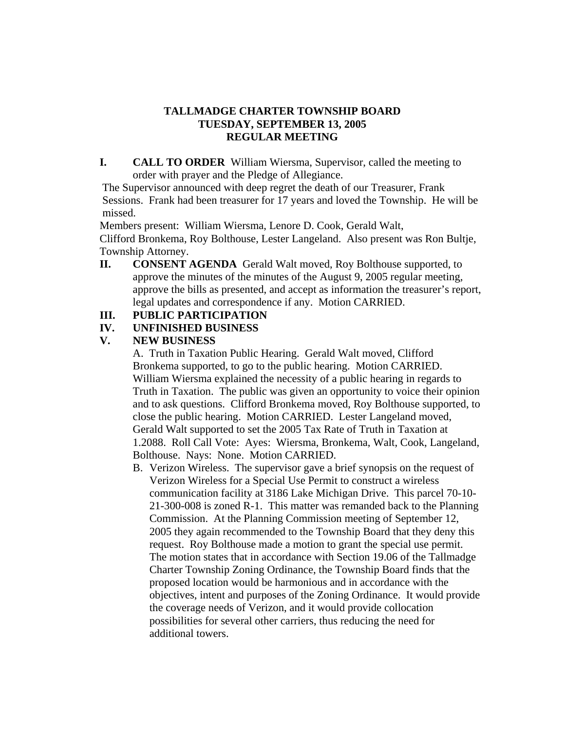# TALLMADGE CHARTER TOWNSHIP BOARD
## TUESDAY, SEPTEMBER 13, 2005
## REGULAR MEETING

**I. CALL TO ORDER** William Wiersma, Supervisor, called the meeting to order with prayer and the Pledge of Allegiance.

The Supervisor announced with deep regret the death of our Treasurer, Frank Sessions. Frank had been treasurer for 17 years and loved the Township. He will be missed.

Members present: William Wiersma, Lenore D. Cook, Gerald Walt, Clifford Bronkema, Roy Bolthouse, Lester Langeland. Also present was Ron Bultje, Township Attorney.

**II. CONSENT AGENDA** Gerald Walt moved, Roy Bolthouse supported, to approve the minutes of the minutes of the August 9, 2005 regular meeting, approve the bills as presented, and accept as information the treasurer's report, legal updates and correspondence if any. Motion CARRIED.

**III. PUBLIC PARTICIPATION**

**IV. UNFINISHED BUSINESS**

**V. NEW BUSINESS**

A. Truth in Taxation Public Hearing. Gerald Walt moved, Clifford Bronkema supported, to go to the public hearing. Motion CARRIED. William Wiersma explained the necessity of a public hearing in regards to Truth in Taxation. The public was given an opportunity to voice their opinion and to ask questions. Clifford Bronkema moved, Roy Bolthouse supported, to close the public hearing. Motion CARRIED. Lester Langeland moved, Gerald Walt supported to set the 2005 Tax Rate of Truth in Taxation at 1.2088. Roll Call Vote: Ayes: Wiersma, Bronkema, Walt, Cook, Langeland, Bolthouse. Nays: None. Motion CARRIED.

B. Verizon Wireless. The supervisor gave a brief synopsis on the request of Verizon Wireless for a Special Use Permit to construct a wireless communication facility at 3186 Lake Michigan Drive. This parcel 70-10-21-300-008 is zoned R-1. This matter was remanded back to the Planning Commission. At the Planning Commission meeting of September 12, 2005 they again recommended to the Township Board that they deny this request. Roy Bolthouse made a motion to grant the special use permit. The motion states that in accordance with Section 19.06 of the Tallmadge Charter Township Zoning Ordinance, the Township Board finds that the proposed location would be harmonious and in accordance with the objectives, intent and purposes of the Zoning Ordinance. It would provide the coverage needs of Verizon, and it would provide collocation possibilities for several other carriers, thus reducing the need for additional towers.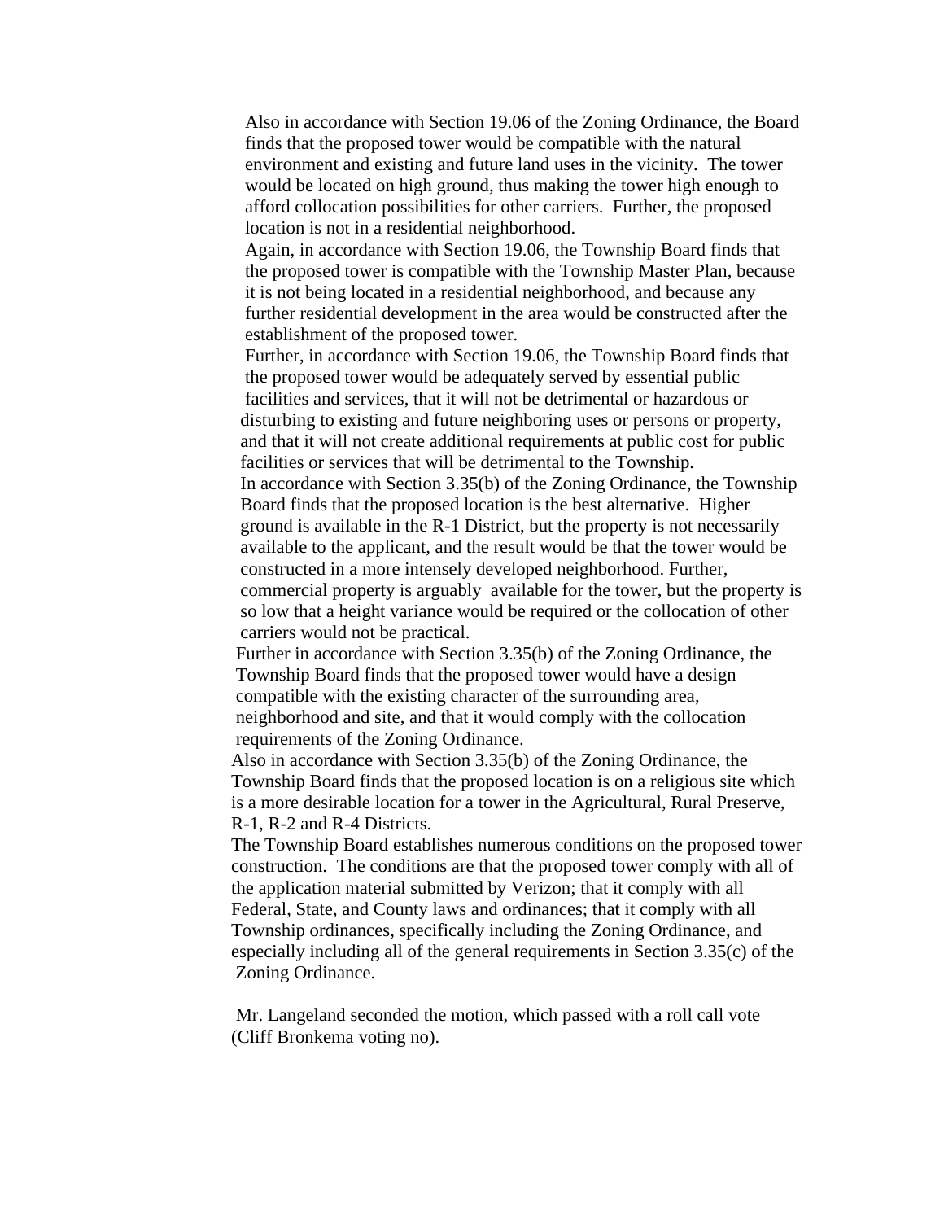Also in accordance with Section 19.06 of the Zoning Ordinance, the Board finds that the proposed tower would be compatible with the natural environment and existing and future land uses in the vicinity. The tower would be located on high ground, thus making the tower high enough to afford collocation possibilities for other carriers. Further, the proposed location is not in a residential neighborhood.

Again, in accordance with Section 19.06, the Township Board finds that the proposed tower is compatible with the Township Master Plan, because it is not being located in a residential neighborhood, and because any further residential development in the area would be constructed after the establishment of the proposed tower.

Further, in accordance with Section 19.06, the Township Board finds that the proposed tower would be adequately served by essential public facilities and services, that it will not be detrimental or hazardous or disturbing to existing and future neighboring uses or persons or property, and that it will not create additional requirements at public cost for public facilities or services that will be detrimental to the Township.

In accordance with Section 3.35(b) of the Zoning Ordinance, the Township Board finds that the proposed location is the best alternative. Higher ground is available in the R-1 District, but the property is not necessarily available to the applicant, and the result would be that the tower would be constructed in a more intensely developed neighborhood. Further, commercial property is arguably available for the tower, but the property is so low that a height variance would be required or the collocation of other carriers would not be practical.

Further in accordance with Section 3.35(b) of the Zoning Ordinance, the Township Board finds that the proposed tower would have a design compatible with the existing character of the surrounding area, neighborhood and site, and that it would comply with the collocation requirements of the Zoning Ordinance.

Also in accordance with Section 3.35(b) of the Zoning Ordinance, the Township Board finds that the proposed location is on a religious site which is a more desirable location for a tower in the Agricultural, Rural Preserve, R-1, R-2 and R-4 Districts.

The Township Board establishes numerous conditions on the proposed tower construction. The conditions are that the proposed tower comply with all of the application material submitted by Verizon; that it comply with all Federal, State, and County laws and ordinances; that it comply with all Township ordinances, specifically including the Zoning Ordinance, and especially including all of the general requirements in Section 3.35(c) of the Zoning Ordinance.

Mr. Langeland seconded the motion, which passed with a roll call vote (Cliff Bronkema voting no).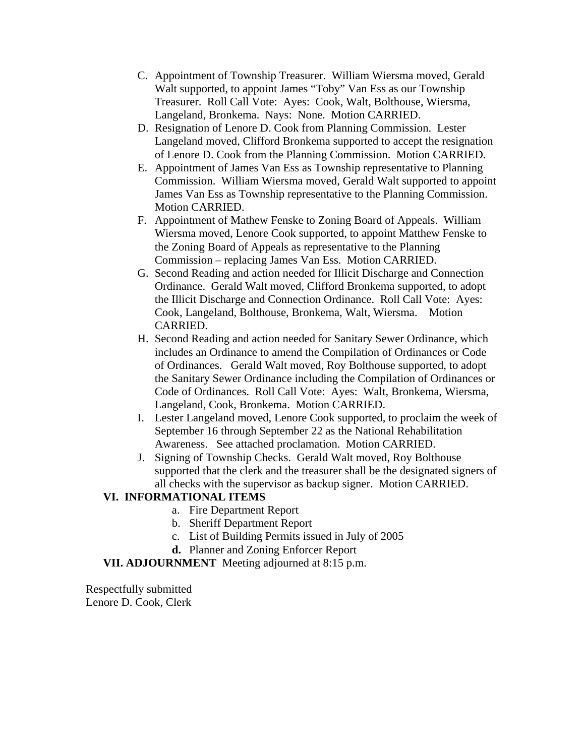C. Appointment of Township Treasurer. William Wiersma moved, Gerald Walt supported, to appoint James "Toby" Van Ess as our Township Treasurer. Roll Call Vote: Ayes: Cook, Walt, Bolthouse, Wiersma, Langeland, Bronkema. Nays: None. Motion CARRIED.

D. Resignation of Lenore D. Cook from Planning Commission. Lester Langeland moved, Clifford Bronkema supported to accept the resignation of Lenore D. Cook from the Planning Commission. Motion CARRIED.

E. Appointment of James Van Ess as Township representative to Planning Commission. William Wiersma moved, Gerald Walt supported to appoint James Van Ess as Township representative to the Planning Commission. Motion CARRIED.

F. Appointment of Mathew Fenske to Zoning Board of Appeals. William Wiersma moved, Lenore Cook supported, to appoint Matthew Fenske to the Zoning Board of Appeals as representative to the Planning Commission – replacing James Van Ess. Motion CARRIED.

G. Second Reading and action needed for Illicit Discharge and Connection Ordinance. Gerald Walt moved, Clifford Bronkema supported, to adopt the Illicit Discharge and Connection Ordinance. Roll Call Vote: Ayes: Cook, Langeland, Bolthouse, Bronkema, Walt, Wiersma. Motion CARRIED.

H. Second Reading and action needed for Sanitary Sewer Ordinance, which includes an Ordinance to amend the Compilation of Ordinances or Code of Ordinances. Gerald Walt moved, Roy Bolthouse supported, to adopt the Sanitary Sewer Ordinance including the Compilation of Ordinances or Code of Ordinances. Roll Call Vote: Ayes: Walt, Bronkema, Wiersma, Langeland, Cook, Bronkema. Motion CARRIED.

I. Lester Langeland moved, Lenore Cook supported, to proclaim the week of September 16 through September 22 as the National Rehabilitation Awareness. See attached proclamation. Motion CARRIED.

J. Signing of Township Checks. Gerald Walt moved, Roy Bolthouse supported that the clerk and the treasurer shall be the designated signers of all checks with the supervisor as backup signer. Motion CARRIED.

**VI. INFORMATIONAL ITEMS**

a. Fire Department Report
b. Sheriff Department Report
c. List of Building Permits issued in July of 2005
**d.** Planner and Zoning Enforcer Report

**VII. ADJOURNMENT** Meeting adjourned at 8:15 p.m.

Respectfully submitted
Lenore D. Cook, Clerk